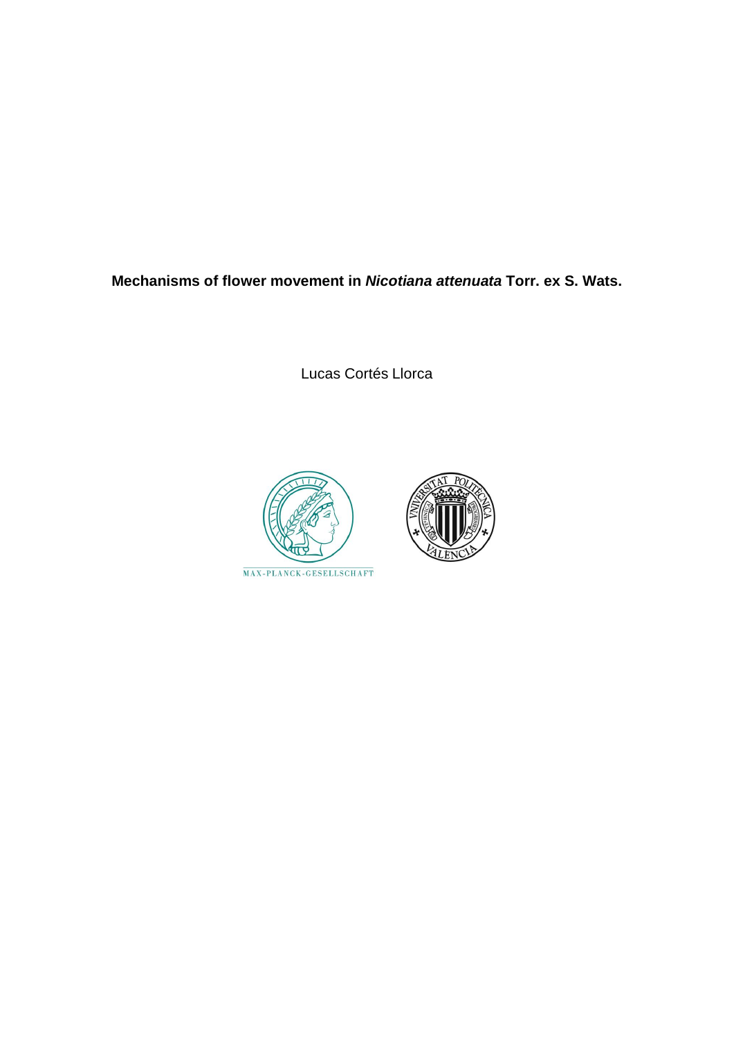**Mechanisms of flower movement in *Nicotiana attenuata* Torr. ex S. Wats.**

Lucas Cortés Llorca

MAX-PLANCK-GESELLSCHAFT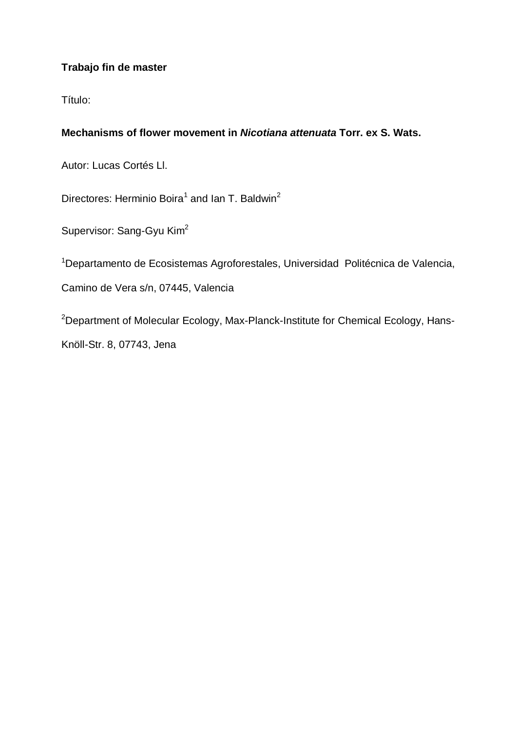**Trabajo fin de master**

Título:

**Mechanisms of flower movement in *Nicotiana attenuata* Torr. ex S. Wats.**

Autor: Lucas Cortés Ll.

Directores: Herminio Boira[1] and Ian T. Baldwin[2]

Supervisor: Sang-Gyu Kim[2]

[1]Departamento de Ecosistemas Agroforestales, Universidad Politécnica de Valencia, Camino de Vera s/n, 07445, Valencia

[2]Department of Molecular Ecology, Max-Planck-Institute for Chemical Ecology, Hans-Knöll-Str. 8, 07743, Jena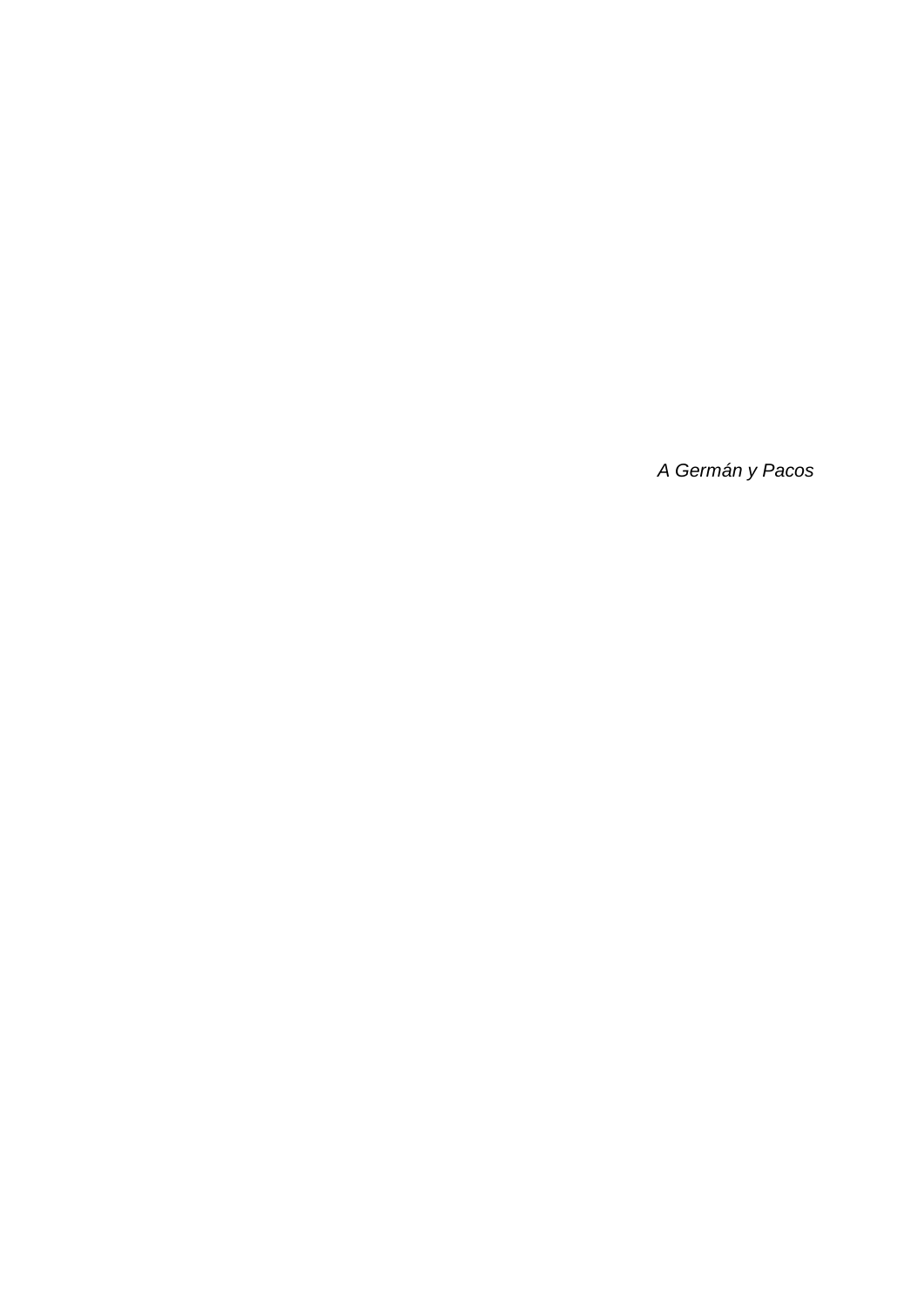*A Germán y Pacos*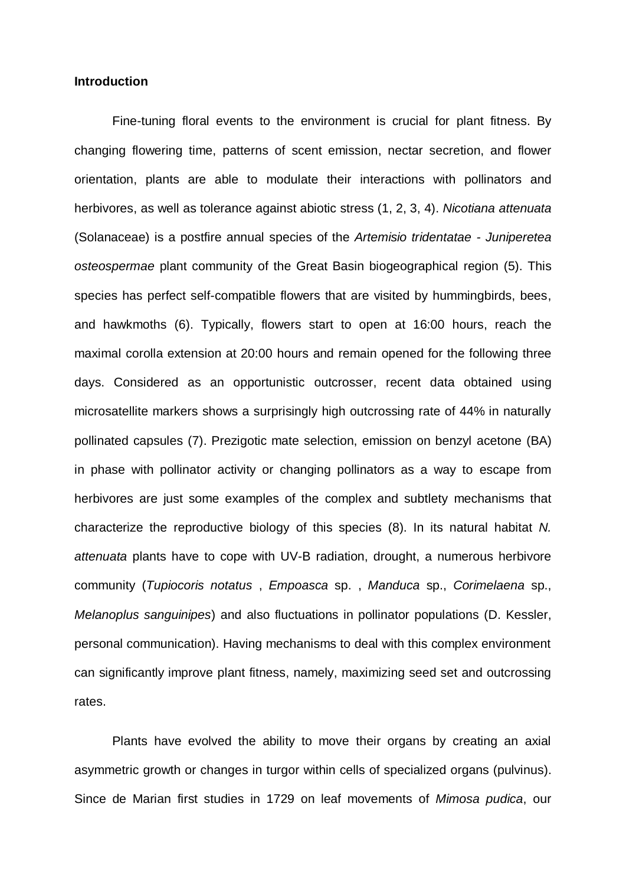**Introduction**

Fine-tuning floral events to the environment is crucial for plant fitness. By changing flowering time, patterns of scent emission, nectar secretion, and flower orientation, plants are able to modulate their interactions with pollinators and herbivores, as well as tolerance against abiotic stress (1, 2, 3, 4). *Nicotiana attenuata* (Solanaceae) is a postfire annual species of the *Artemisio tridentatae - Juniperetea osteospermae* plant community of the Great Basin biogeographical region (5). This species has perfect self-compatible flowers that are visited by hummingbirds, bees, and hawkmoths (6). Typically, flowers start to open at 16:00 hours, reach the maximal corolla extension at 20:00 hours and remain opened for the following three days. Considered as an opportunistic outcrosser, recent data obtained using microsatellite markers shows a surprisingly high outcrossing rate of 44% in naturally pollinated capsules (7). Prezigotic mate selection, emission on benzyl acetone (BA) in phase with pollinator activity or changing pollinators as a way to escape from herbivores are just some examples of the complex and subtlety mechanisms that characterize the reproductive biology of this species (8). In its natural habitat *N. attenuata* plants have to cope with UV-B radiation, drought, a numerous herbivore community (*Tupiocoris notatus* , *Empoasca* sp. , *Manduca* sp., *Corimelaena* sp., *Melanoplus sanguinipes*) and also fluctuations in pollinator populations (D. Kessler, personal communication). Having mechanisms to deal with this complex environment can significantly improve plant fitness, namely, maximizing seed set and outcrossing rates.

Plants have evolved the ability to move their organs by creating an axial asymmetric growth or changes in turgor within cells of specialized organs (pulvinus). Since de Marian first studies in 1729 on leaf movements of *Mimosa pudica*, our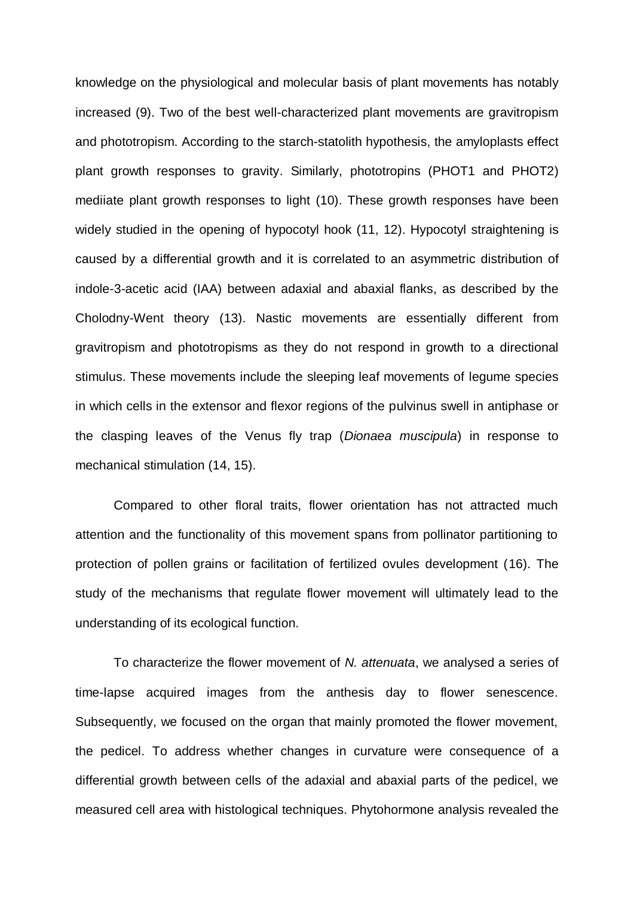knowledge on the physiological and molecular basis of plant movements has notably increased (9). Two of the best well-characterized plant movements are gravitropism and phototropism. According to the starch-statolith hypothesis, the amyloplasts effect plant growth responses to gravity. Similarly, phototropins (PHOT1 and PHOT2) mediiate plant growth responses to light (10). These growth responses have been widely studied in the opening of hypocotyl hook (11, 12). Hypocotyl straightening is caused by a differential growth and it is correlated to an asymmetric distribution of indole-3-acetic acid (IAA) between adaxial and abaxial flanks, as described by the Cholodny-Went theory (13). Nastic movements are essentially different from gravitropism and phototropisms as they do not respond in growth to a directional stimulus. These movements include the sleeping leaf movements of legume species in which cells in the extensor and flexor regions of the pulvinus swell in antiphase or the clasping leaves of the Venus fly trap (*Dionaea muscipula*) in response to mechanical stimulation (14, 15).

Compared to other floral traits, flower orientation has not attracted much attention and the functionality of this movement spans from pollinator partitioning to protection of pollen grains or facilitation of fertilized ovules development (16). The study of the mechanisms that regulate flower movement will ultimately lead to the understanding of its ecological function.

To characterize the flower movement of *N. attenuata*, we analysed a series of time-lapse acquired images from the anthesis day to flower senescence. Subsequently, we focused on the organ that mainly promoted the flower movement, the pedicel. To address whether changes in curvature were consequence of a differential growth between cells of the adaxial and abaxial parts of the pedicel, we measured cell area with histological techniques. Phytohormone analysis revealed the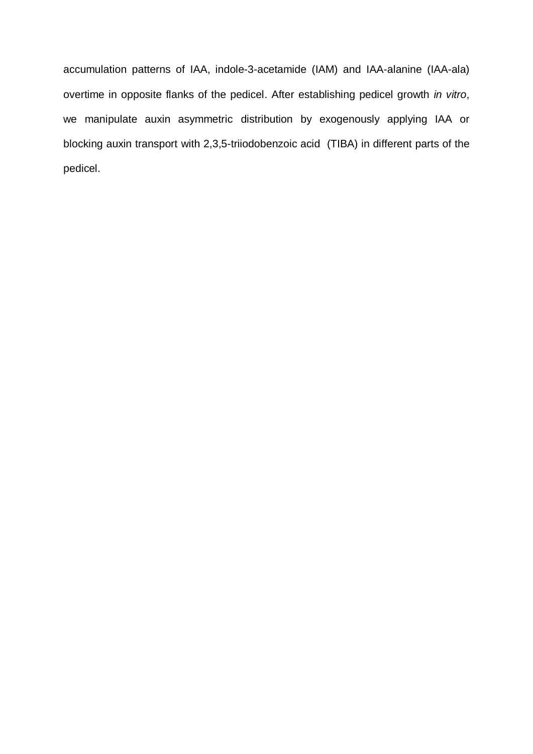accumulation patterns of IAA, indole-3-acetamide (IAM) and IAA-alanine (IAA-ala) overtime in opposite flanks of the pedicel. After establishing pedicel growth *in vitro*, we manipulate auxin asymmetric distribution by exogenously applying IAA or blocking auxin transport with 2,3,5-triiodobenzoic acid (TIBA) in different parts of the pedicel.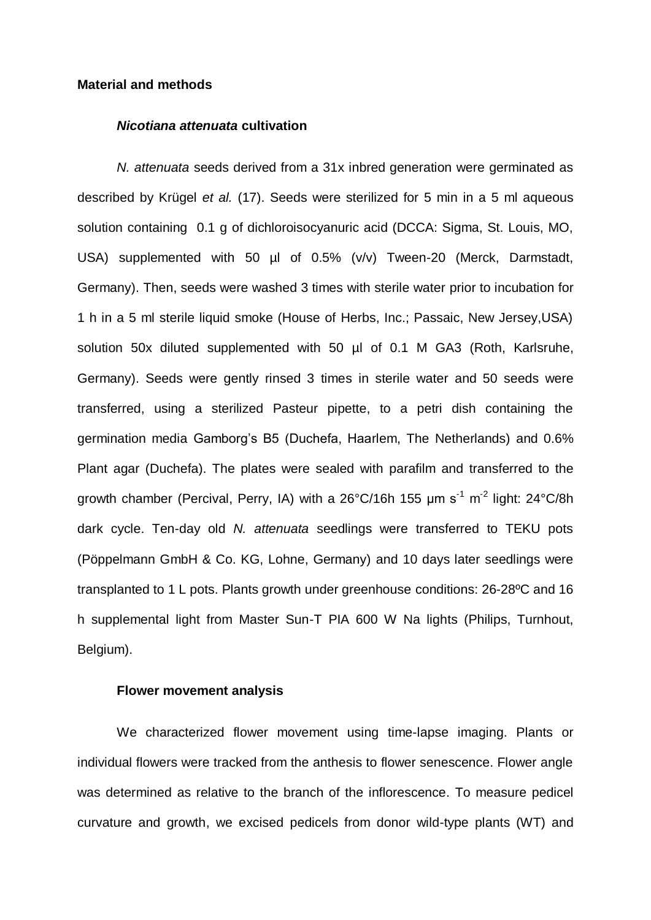## Material and methods

### *Nicotiana attenuata* cultivation

*N. attenuata* seeds derived from a 31x inbred generation were germinated as described by Krügel *et al.* (17). Seeds were sterilized for 5 min in a 5 ml aqueous solution containing 0.1 g of dichloroisocyanuric acid (DCCA: Sigma, St. Louis, MO, USA) supplemented with 50 µl of 0.5% (v/v) Tween-20 (Merck, Darmstadt, Germany). Then, seeds were washed 3 times with sterile water prior to incubation for 1 h in a 5 ml sterile liquid smoke (House of Herbs, Inc.; Passaic, New Jersey,USA) solution 50x diluted supplemented with 50 µl of 0.1 M GA3 (Roth, Karlsruhe, Germany). Seeds were gently rinsed 3 times in sterile water and 50 seeds were transferred, using a sterilized Pasteur pipette, to a petri dish containing the germination media Gamborg's B5 (Duchefa, Haarlem, The Netherlands) and 0.6% Plant agar (Duchefa). The plates were sealed with parafilm and transferred to the growth chamber (Percival, Perry, IA) with a 26°C/16h 155 µm $s^{-1}$ $m^{-2}$ light: 24°C/8h dark cycle. Ten-day old *N. attenuata* seedlings were transferred to TEKU pots (Pöppelmann GmbH & Co. KG, Lohne, Germany) and 10 days later seedlings were transplanted to 1 L pots. Plants growth under greenhouse conditions: 26-28ºC and 16 h supplemental light from Master Sun-T PIA 600 W Na lights (Philips, Turnhout, Belgium).

### Flower movement analysis

We characterized flower movement using time-lapse imaging. Plants or individual flowers were tracked from the anthesis to flower senescence. Flower angle was determined as relative to the branch of the inflorescence. To measure pedicel curvature and growth, we excised pedicels from donor wild-type plants (WT) and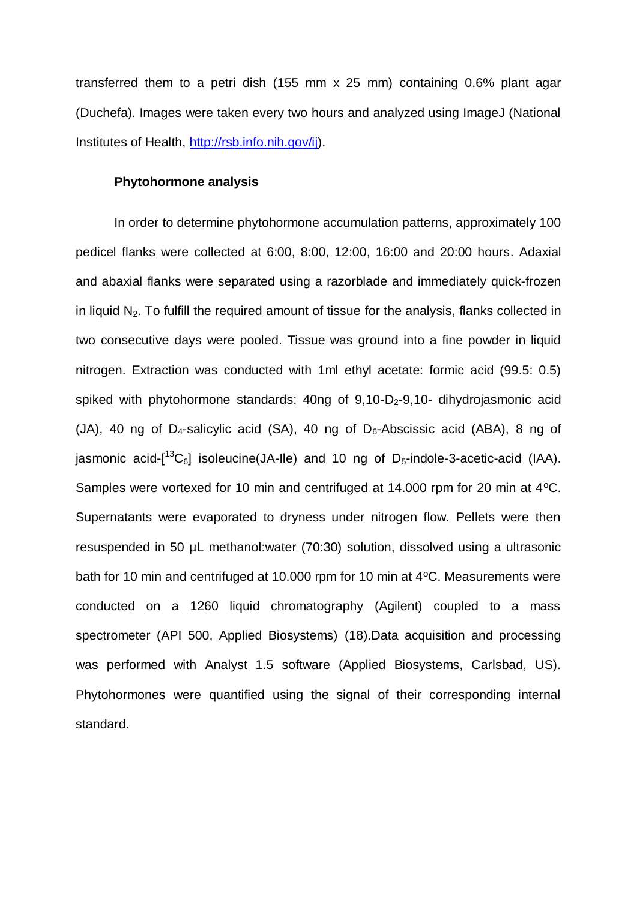transferred them to a petri dish (155 mm x 25 mm) containing 0.6% plant agar (Duchefa). Images were taken every two hours and analyzed using ImageJ (National Institutes of Health, http://rsb.info.nih.gov/ij).

**Phytohormone analysis**

In order to determine phytohormone accumulation patterns, approximately 100 pedicel flanks were collected at 6:00, 8:00, 12:00, 16:00 and 20:00 hours. Adaxial and abaxial flanks were separated using a razorblade and immediately quick-frozen in liquid $N_2$. To fulfill the required amount of tissue for the analysis, flanks collected in two consecutive days were pooled. Tissue was ground into a fine powder in liquid nitrogen. Extraction was conducted with 1ml ethyl acetate: formic acid (99.5: 0.5) spiked with phytohormone standards: 40ng of 9,10-$D_2$-9,10- dihydrojasmonic acid (JA), 40 ng of $D_4$-salicylic acid (SA), 40 ng of $D_6$-Abscissic acid (ABA), 8 ng of jasmonic acid-[$^{13}C_6$] isoleucine(JA-Ile) and 10 ng of $D_5$-indole-3-acetic-acid (IAA). Samples were vortexed for 10 min and centrifuged at 14.000 rpm for 20 min at 4ºC. Supernatants were evaporated to dryness under nitrogen flow. Pellets were then resuspended in 50 µL methanol:water (70:30) solution, dissolved using a ultrasonic bath for 10 min and centrifuged at 10.000 rpm for 10 min at 4ºC. Measurements were conducted on a 1260 liquid chromatography (Agilent) coupled to a mass spectrometer (API 500, Applied Biosystems) (18).Data acquisition and processing was performed with Analyst 1.5 software (Applied Biosystems, Carlsbad, US). Phytohormones were quantified using the signal of their corresponding internal standard.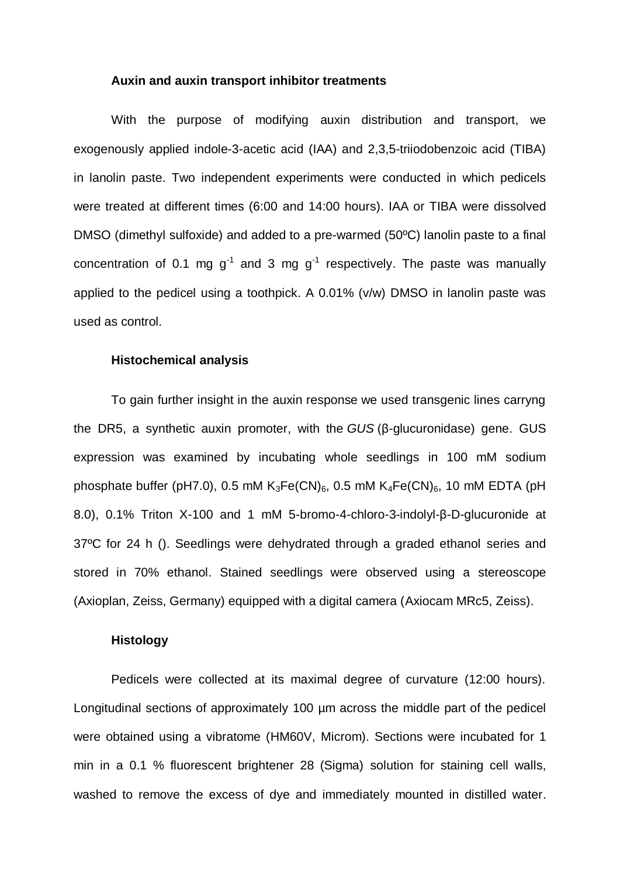### Auxin and auxin transport inhibitor treatments

With the purpose of modifying auxin distribution and transport, we exogenously applied indole-3-acetic acid (IAA) and 2,3,5-triiodobenzoic acid (TIBA) in lanolin paste. Two independent experiments were conducted in which pedicels were treated at different times (6:00 and 14:00 hours). IAA or TIBA were dissolved DMSO (dimethyl sulfoxide) and added to a pre-warmed (50ºC) lanolin paste to a final concentration of 0.1 mg $g^{-1}$ and 3 mg $g^{-1}$ respectively. The paste was manually applied to the pedicel using a toothpick. A 0.01% (v/w) DMSO in lanolin paste was used as control.

### Histochemical analysis

To gain further insight in the auxin response we used transgenic lines carryng the DR5, a synthetic auxin promoter, with the *GUS* (β-glucuronidase) gene. GUS expression was examined by incubating whole seedlings in 100 mM sodium phosphate buffer (pH7.0), 0.5 mM $K_3Fe(CN)_6$, 0.5 mM $K_4Fe(CN)_6$, 10 mM EDTA (pH 8.0), 0.1% Triton X-100 and 1 mM 5-bromo-4-chloro-3-indolyl-β-D-glucuronide at 37ºC for 24 h (). Seedlings were dehydrated through a graded ethanol series and stored in 70% ethanol. Stained seedlings were observed using a stereoscope (Axioplan, Zeiss, Germany) equipped with a digital camera (Axiocam MRc5, Zeiss).

### Histology

Pedicels were collected at its maximal degree of curvature (12:00 hours). Longitudinal sections of approximately 100 µm across the middle part of the pedicel were obtained using a vibratome (HM60V, Microm). Sections were incubated for 1 min in a 0.1 % fluorescent brightener 28 (Sigma) solution for staining cell walls, washed to remove the excess of dye and immediately mounted in distilled water.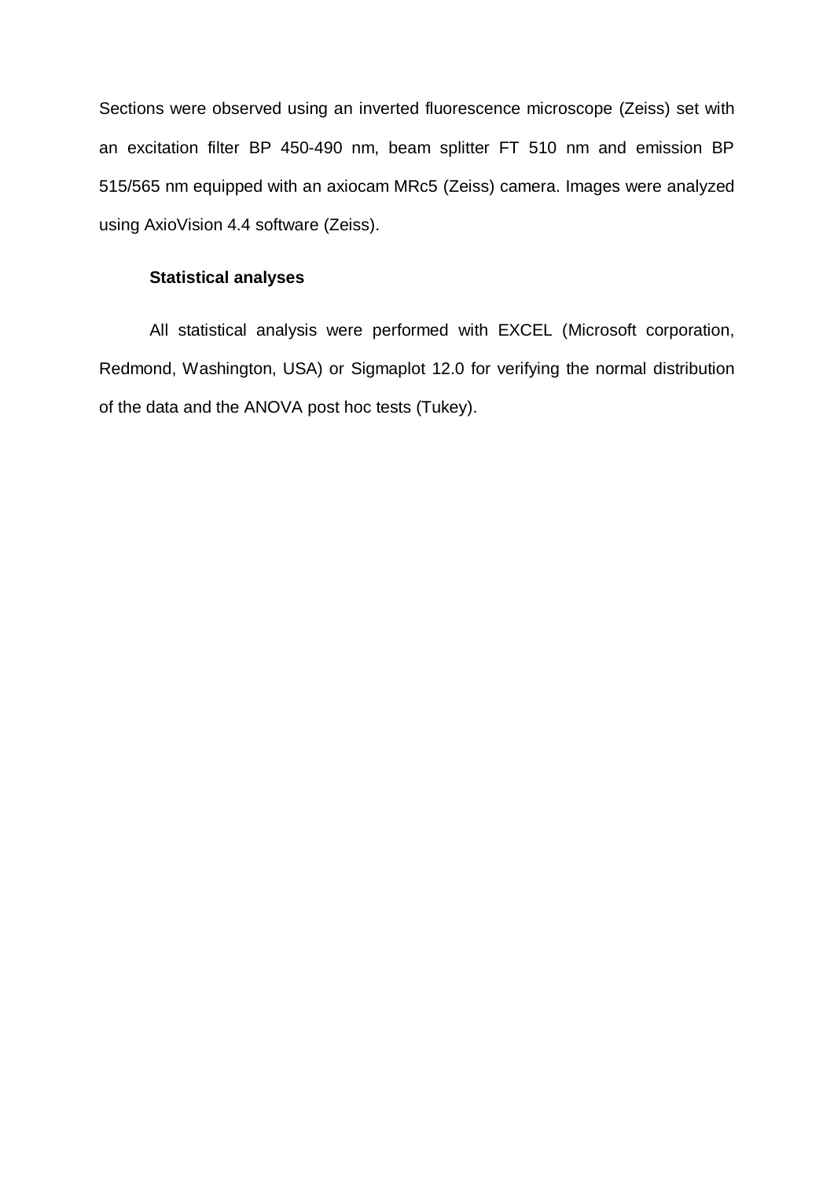Sections were observed using an inverted fluorescence microscope (Zeiss) set with an excitation filter BP 450-490 nm, beam splitter FT 510 nm and emission BP 515/565 nm equipped with an axiocam MRc5 (Zeiss) camera. Images were analyzed using AxioVision 4.4 software (Zeiss).

### Statistical analyses

All statistical analysis were performed with EXCEL (Microsoft corporation, Redmond, Washington, USA) or Sigmaplot 12.0 for verifying the normal distribution of the data and the ANOVA post hoc tests (Tukey).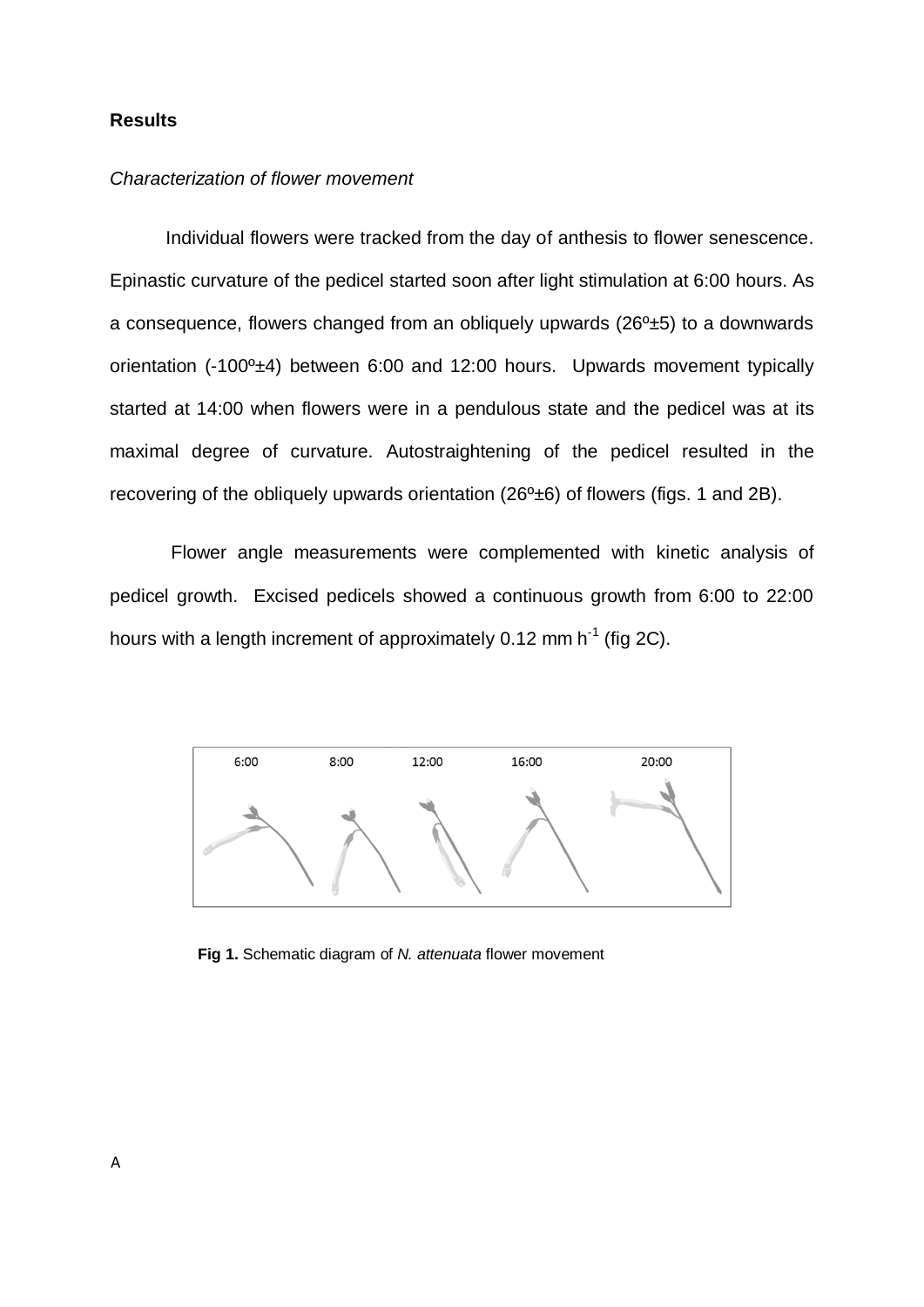## Results

### *Characterization of flower movement*

Individual flowers were tracked from the day of anthesis to flower senescence. Epinastic curvature of the pedicel started soon after light stimulation at 6:00 hours. As a consequence, flowers changed from an obliquely upwards (26º±5) to a downwards orientation (-100º±4) between 6:00 and 12:00 hours. Upwards movement typically started at 14:00 when flowers were in a pendulous state and the pedicel was at its maximal degree of curvature. Autostraightening of the pedicel resulted in the recovering of the obliquely upwards orientation (26º±6) of flowers (figs. 1 and 2B).

Flower angle measurements were complemented with kinetic analysis of pedicel growth. Excised pedicels showed a continuous growth from 6:00 to 22:00 hours with a length increment of approximately 0.12 mm $h^{-1}$ (fig 2C).

**Fig 1.** Schematic diagram of *N. attenuata* flower movement

A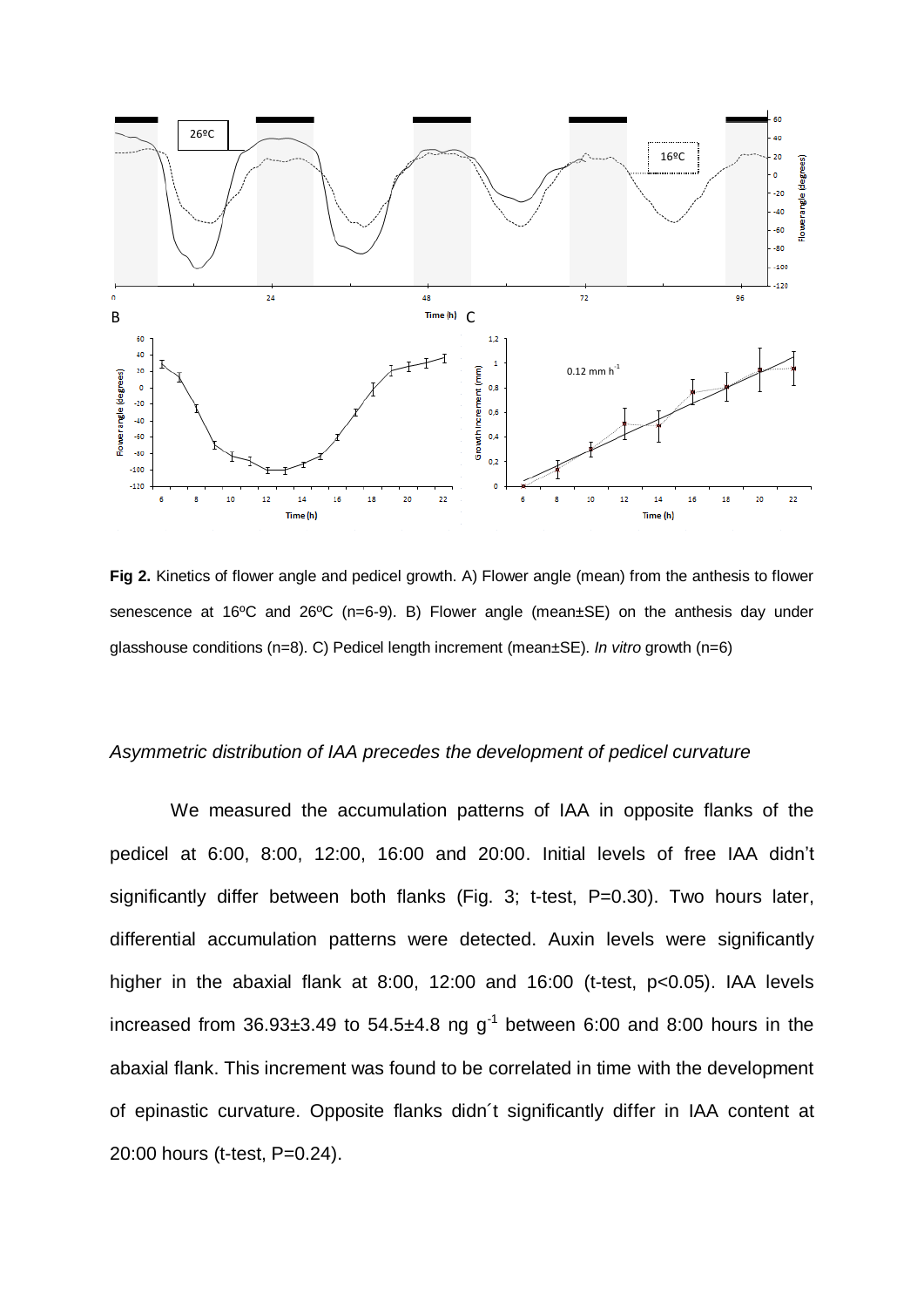**Fig 2.** Kinetics of flower angle and pedicel growth. A) Flower angle (mean) from the anthesis to flower senescence at 16ºC and 26ºC (n=6-9). B) Flower angle (mean±SE) on the anthesis day under glasshouse conditions (n=8). C) Pedicel length increment (mean±SE). *In vitro* growth (n=6)

### *Asymmetric distribution of IAA precedes the development of pedicel curvature*

We measured the accumulation patterns of IAA in opposite flanks of the pedicel at 6:00, 8:00, 12:00, 16:00 and 20:00. Initial levels of free IAA didn't significantly differ between both flanks (Fig. 3; t-test, P=0.30). Two hours later, differential accumulation patterns were detected. Auxin levels were significantly higher in the abaxial flank at 8:00, 12:00 and 16:00 (t-test, $p<0.05$). IAA levels increased from 36.93±3.49 to 54.5±4.8 ng $g^{-1}$ between 6:00 and 8:00 hours in the abaxial flank. This increment was found to be correlated in time with the development of epinastic curvature. Opposite flanks didn´t significantly differ in IAA content at 20:00 hours (t-test, P=0.24).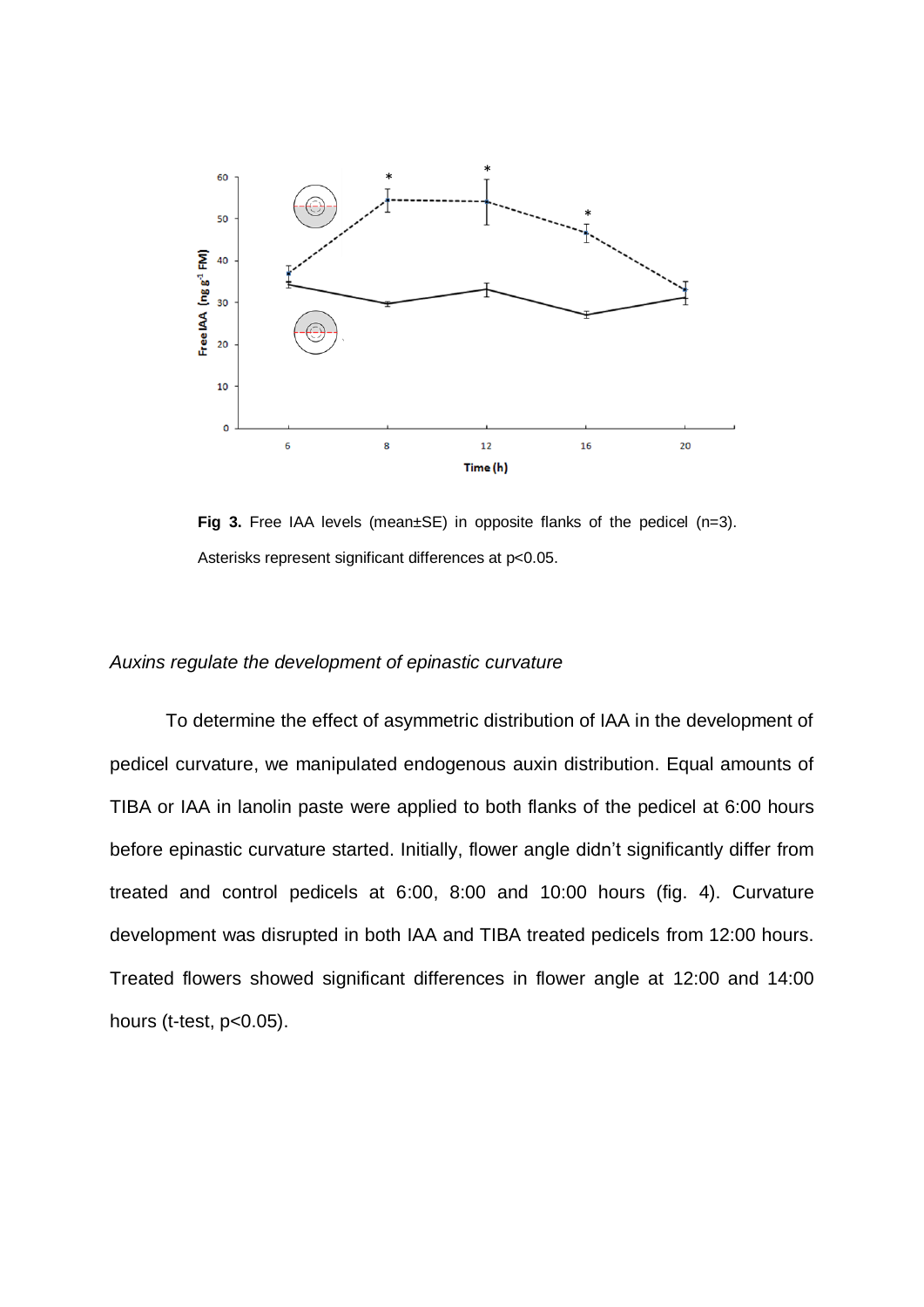**Fig 3.** Free IAA levels (mean±SE) in opposite flanks of the pedicel (n=3). Asterisks represent significant differences at $p<0.05$.

*Auxins regulate the development of epinastic curvature*

To determine the effect of asymmetric distribution of IAA in the development of pedicel curvature, we manipulated endogenous auxin distribution. Equal amounts of TIBA or IAA in lanolin paste were applied to both flanks of the pedicel at 6:00 hours before epinastic curvature started. Initially, flower angle didn't significantly differ from treated and control pedicels at 6:00, 8:00 and 10:00 hours (fig. 4). Curvature development was disrupted in both IAA and TIBA treated pedicels from 12:00 hours. Treated flowers showed significant differences in flower angle at 12:00 and 14:00 hours (t-test, $p<0.05$).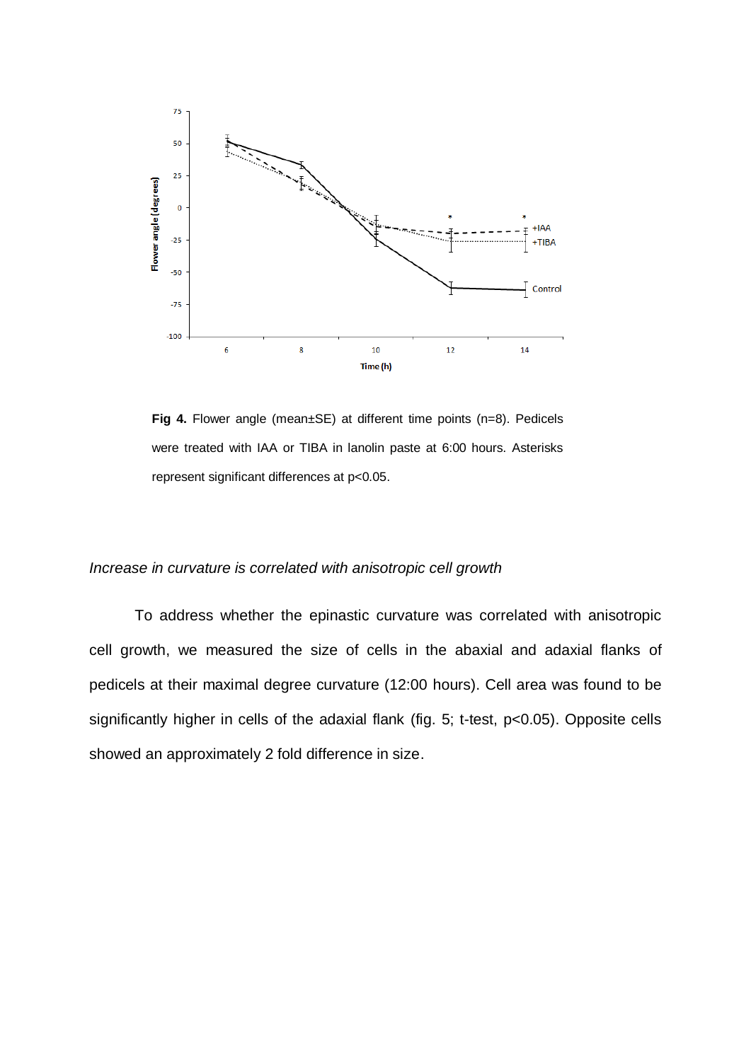**Fig 4.** Flower angle (mean±SE) at different time points (n=8). Pedicels were treated with IAA or TIBA in lanolin paste at 6:00 hours. Asterisks represent significant differences at $p<0.05$.

*Increase in curvature is correlated with anisotropic cell growth*

To address whether the epinastic curvature was correlated with anisotropic cell growth, we measured the size of cells in the abaxial and adaxial flanks of pedicels at their maximal degree curvature (12:00 hours). Cell area was found to be significantly higher in cells of the adaxial flank (fig. 5; t-test, $p<0.05$). Opposite cells showed an approximately 2 fold difference in size.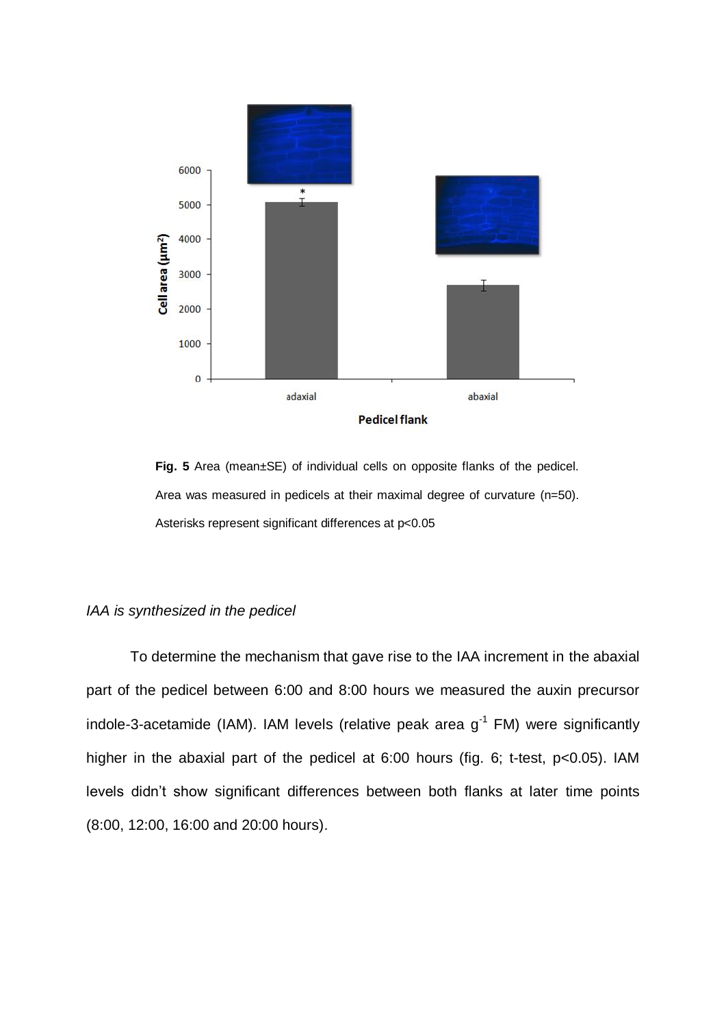**Fig. 5** Area (mean±SE) of individual cells on opposite flanks of the pedicel. Area was measured in pedicels at their maximal degree of curvature (n=50). Asterisks represent significant differences at $p<0.05$

*IAA is synthesized in the pedicel*

To determine the mechanism that gave rise to the IAA increment in the abaxial part of the pedicel between 6:00 and 8:00 hours we measured the auxin precursor indole-3-acetamide (IAM). IAM levels (relative peak area $g^{-1}$ FM) were significantly higher in the abaxial part of the pedicel at 6:00 hours (fig. 6; t-test, $p<0.05$). IAM levels didn't show significant differences between both flanks at later time points (8:00, 12:00, 16:00 and 20:00 hours).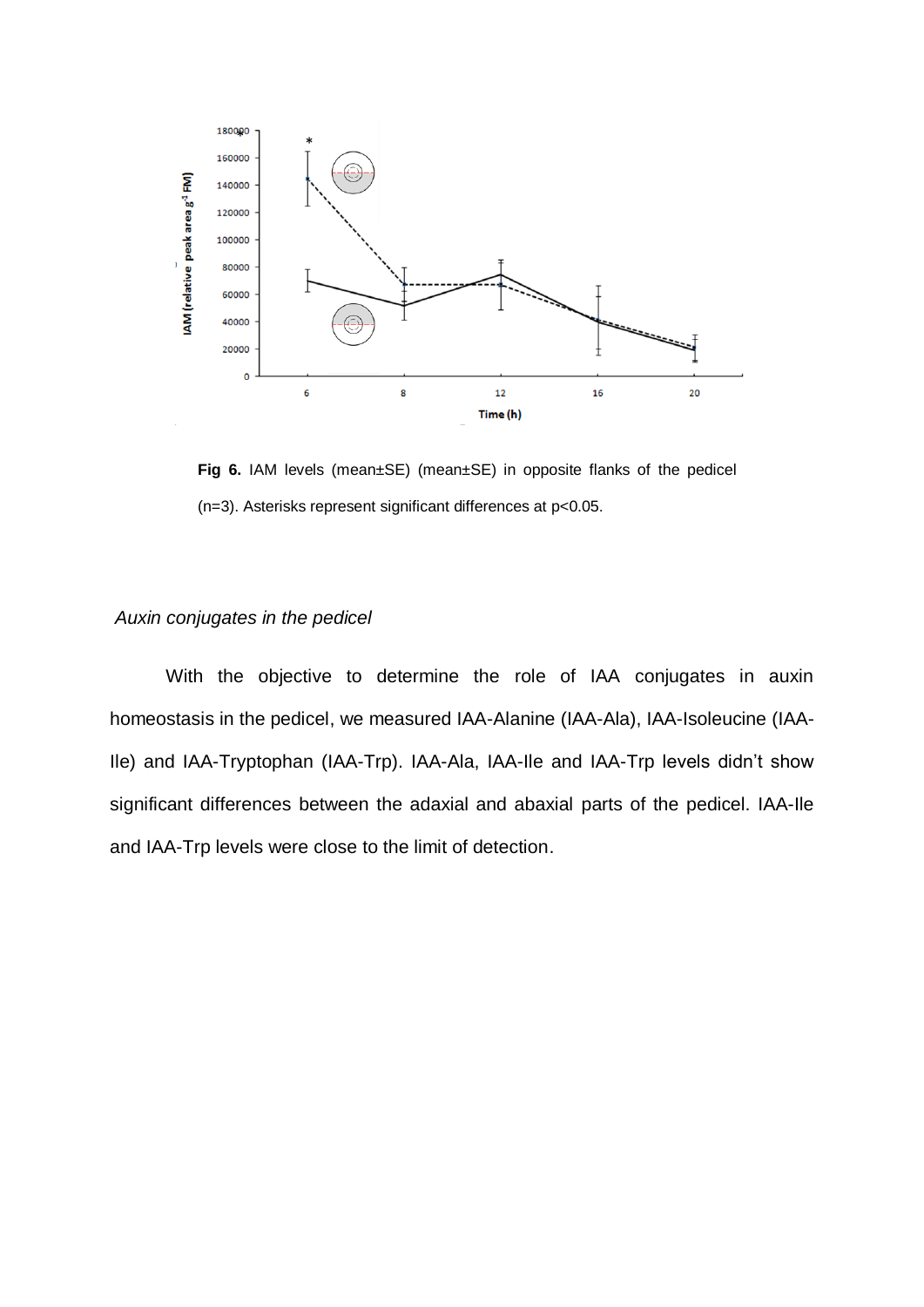**Fig 6.** IAM levels (mean±SE) (mean±SE) in opposite flanks of the pedicel (n=3). Asterisks represent significant differences at $p<0.05$.

### *Auxin conjugates in the pedicel*

With the objective to determine the role of IAA conjugates in auxin homeostasis in the pedicel, we measured IAA-Alanine (IAA-Ala), IAA-Isoleucine (IAA-Ile) and IAA-Tryptophan (IAA-Trp). IAA-Ala, IAA-Ile and IAA-Trp levels didn't show significant differences between the adaxial and abaxial parts of the pedicel. IAA-Ile and IAA-Trp levels were close to the limit of detection.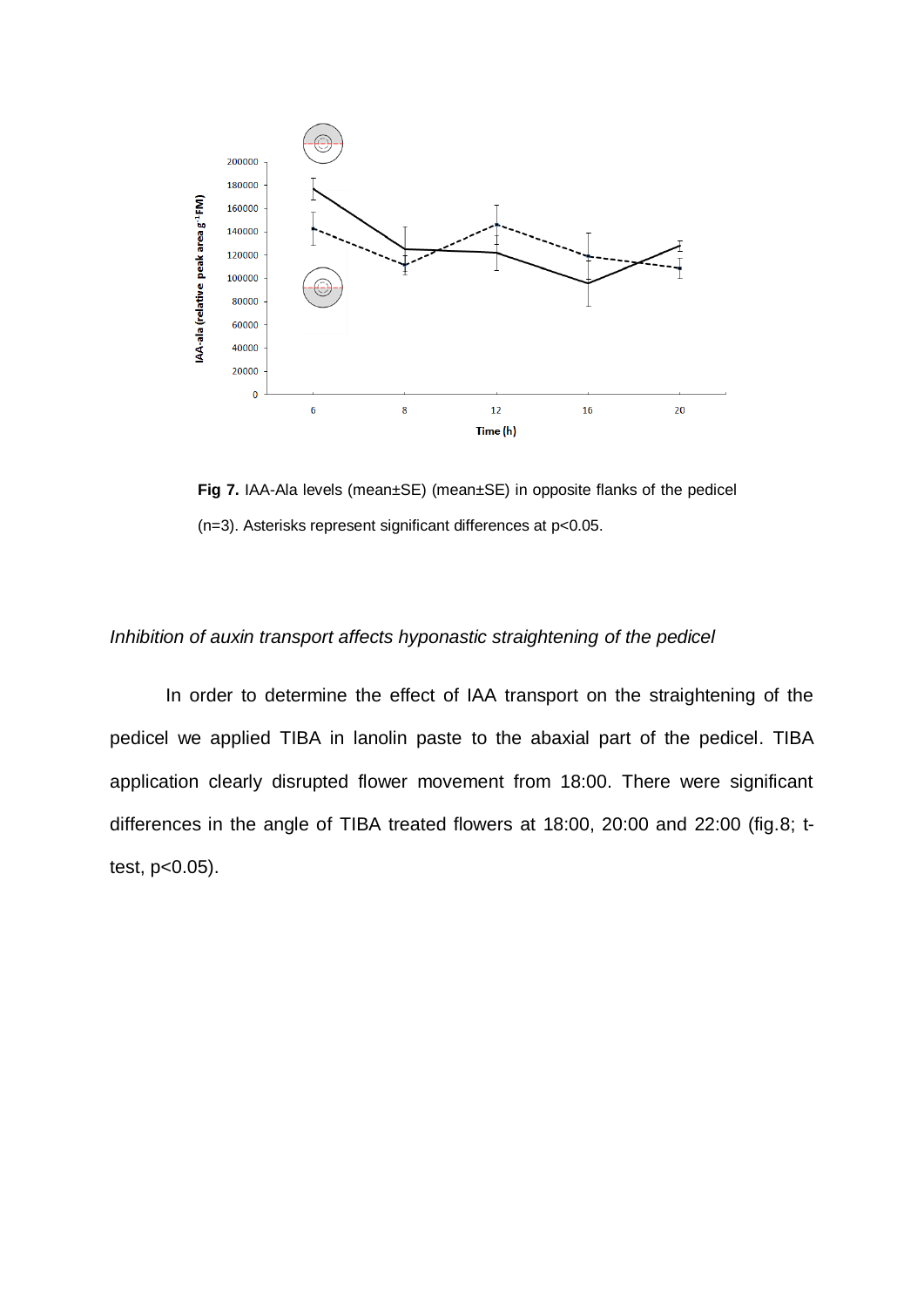**Fig 7.** IAA-Ala levels (mean±SE) (mean±SE) in opposite flanks of the pedicel (n=3). Asterisks represent significant differences at p<0.05.

*Inhibition of auxin transport affects hyponastic straightening of the pedicel*

In order to determine the effect of IAA transport on the straightening of the pedicel we applied TIBA in lanolin paste to the abaxial part of the pedicel. TIBA application clearly disrupted flower movement from 18:00. There were significant differences in the angle of TIBA treated flowers at 18:00, 20:00 and 22:00 (fig.8; t-test, $p<0.05$).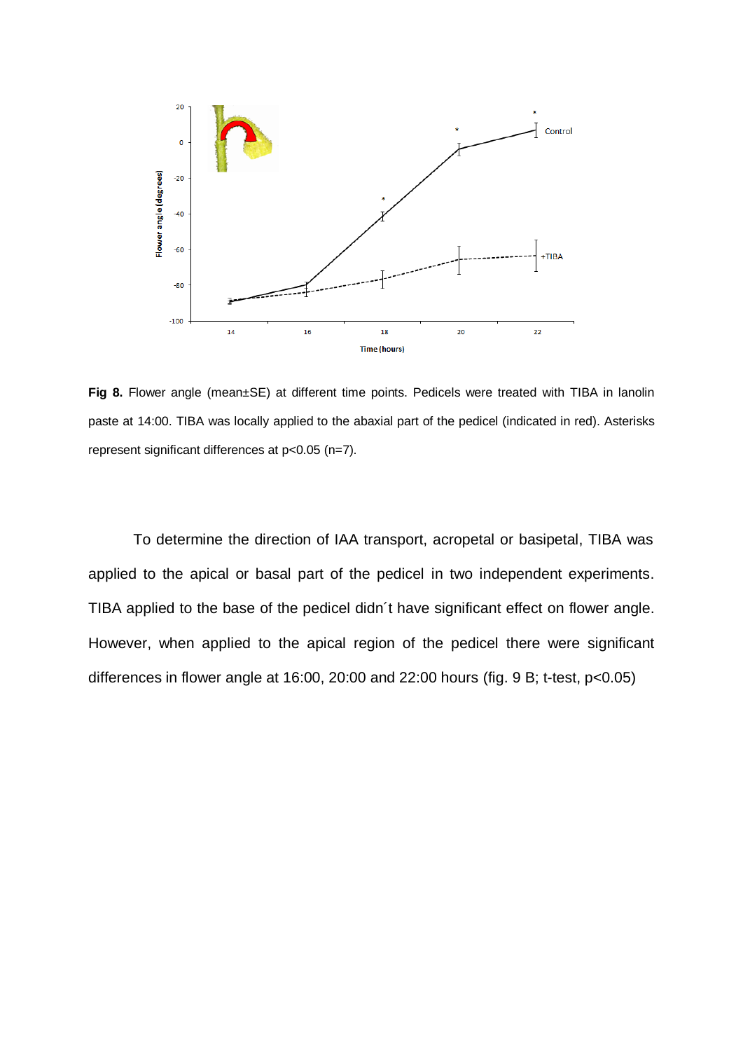**Fig 8.** Flower angle (mean±SE) at different time points. Pedicels were treated with TIBA in lanolin paste at 14:00. TIBA was locally applied to the abaxial part of the pedicel (indicated in red). Asterisks represent significant differences at $p<0.05$ ($n=7$).

To determine the direction of IAA transport, acropetal or basipetal, TIBA was applied to the apical or basal part of the pedicel in two independent experiments. TIBA applied to the base of the pedicel didn´t have significant effect on flower angle. However, when applied to the apical region of the pedicel there were significant differences in flower angle at 16:00, 20:00 and 22:00 hours (fig. 9 B; t-test, $p<0.05$)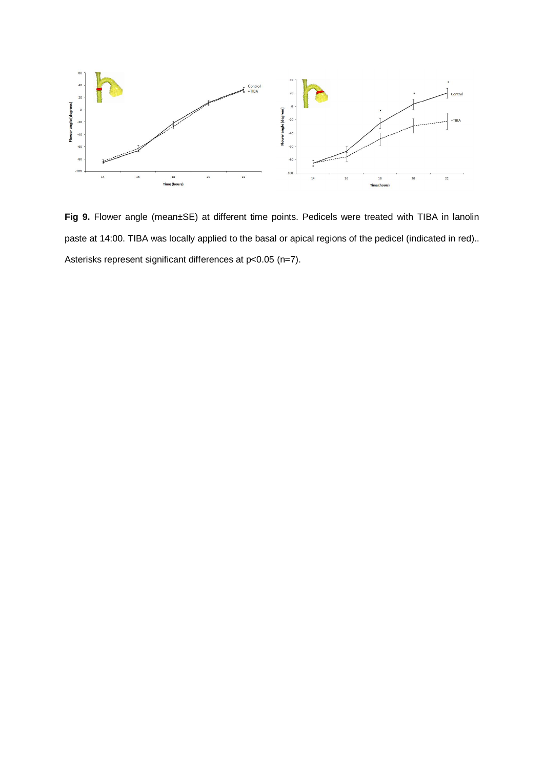**Fig 9.** Flower angle (mean±SE) at different time points. Pedicels were treated with TIBA in lanolin paste at 14:00. TIBA was locally applied to the basal or apical regions of the pedicel (indicated in red).. Asterisks represent significant differences at $p<0.05$ (n=7).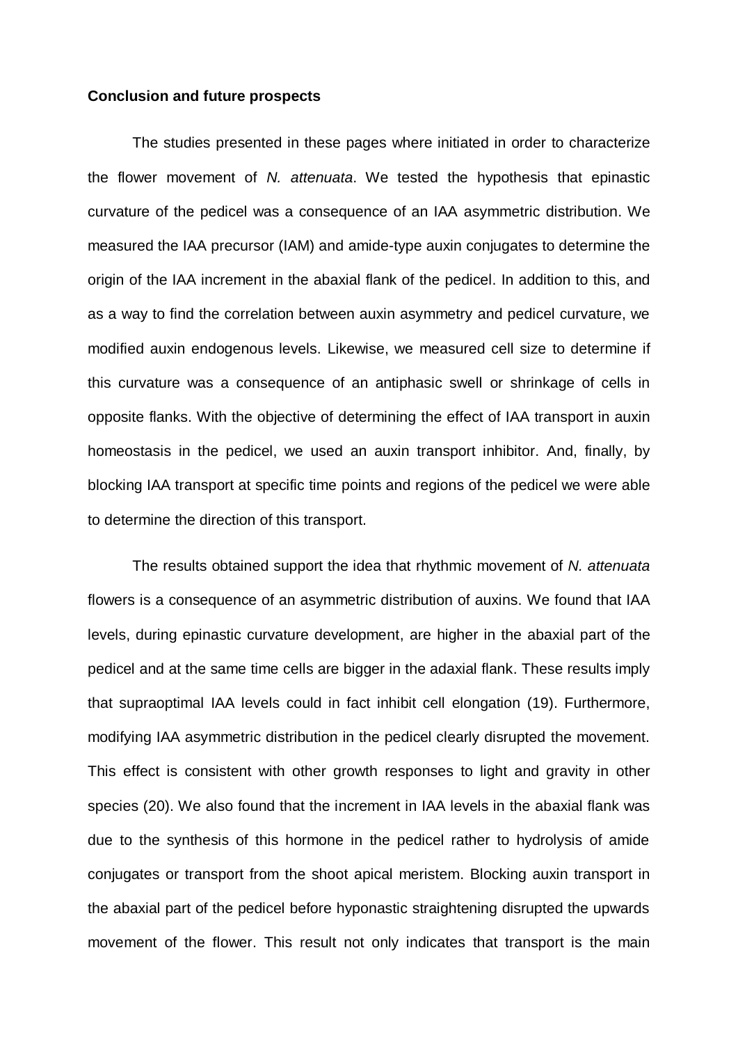**Conclusion and future prospects**

The studies presented in these pages where initiated in order to characterize the flower movement of *N. attenuata*. We tested the hypothesis that epinastic curvature of the pedicel was a consequence of an IAA asymmetric distribution. We measured the IAA precursor (IAM) and amide-type auxin conjugates to determine the origin of the IAA increment in the abaxial flank of the pedicel. In addition to this, and as a way to find the correlation between auxin asymmetry and pedicel curvature, we modified auxin endogenous levels. Likewise, we measured cell size to determine if this curvature was a consequence of an antiphasic swell or shrinkage of cells in opposite flanks. With the objective of determining the effect of IAA transport in auxin homeostasis in the pedicel, we used an auxin transport inhibitor. And, finally, by blocking IAA transport at specific time points and regions of the pedicel we were able to determine the direction of this transport.

The results obtained support the idea that rhythmic movement of *N. attenuata* flowers is a consequence of an asymmetric distribution of auxins. We found that IAA levels, during epinastic curvature development, are higher in the abaxial part of the pedicel and at the same time cells are bigger in the adaxial flank. These results imply that supraoptimal IAA levels could in fact inhibit cell elongation (19). Furthermore, modifying IAA asymmetric distribution in the pedicel clearly disrupted the movement. This effect is consistent with other growth responses to light and gravity in other species (20). We also found that the increment in IAA levels in the abaxial flank was due to the synthesis of this hormone in the pedicel rather to hydrolysis of amide conjugates or transport from the shoot apical meristem. Blocking auxin transport in the abaxial part of the pedicel before hyponastic straightening disrupted the upwards movement of the flower. This result not only indicates that transport is the main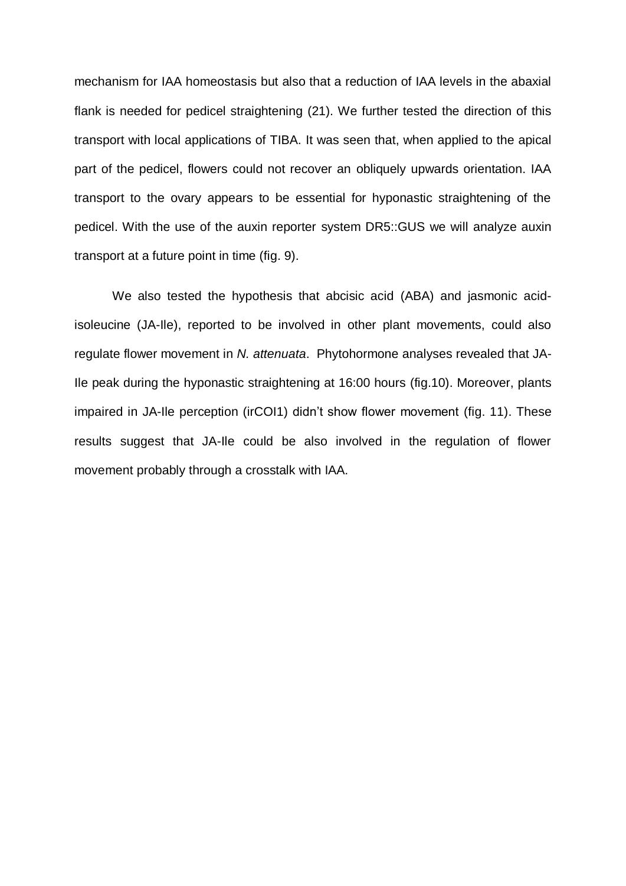mechanism for IAA homeostasis but also that a reduction of IAA levels in the abaxial flank is needed for pedicel straightening (21). We further tested the direction of this transport with local applications of TIBA. It was seen that, when applied to the apical part of the pedicel, flowers could not recover an obliquely upwards orientation. IAA transport to the ovary appears to be essential for hyponastic straightening of the pedicel. With the use of the auxin reporter system DR5::GUS we will analyze auxin transport at a future point in time (fig. 9).

We also tested the hypothesis that abcisic acid (ABA) and jasmonic acid-isoleucine (JA-Ile), reported to be involved in other plant movements, could also regulate flower movement in *N. attenuata*. Phytohormone analyses revealed that JA-Ile peak during the hyponastic straightening at 16:00 hours (fig.10). Moreover, plants impaired in JA-Ile perception (irCOI1) didn't show flower movement (fig. 11). These results suggest that JA-Ile could be also involved in the regulation of flower movement probably through a crosstalk with IAA.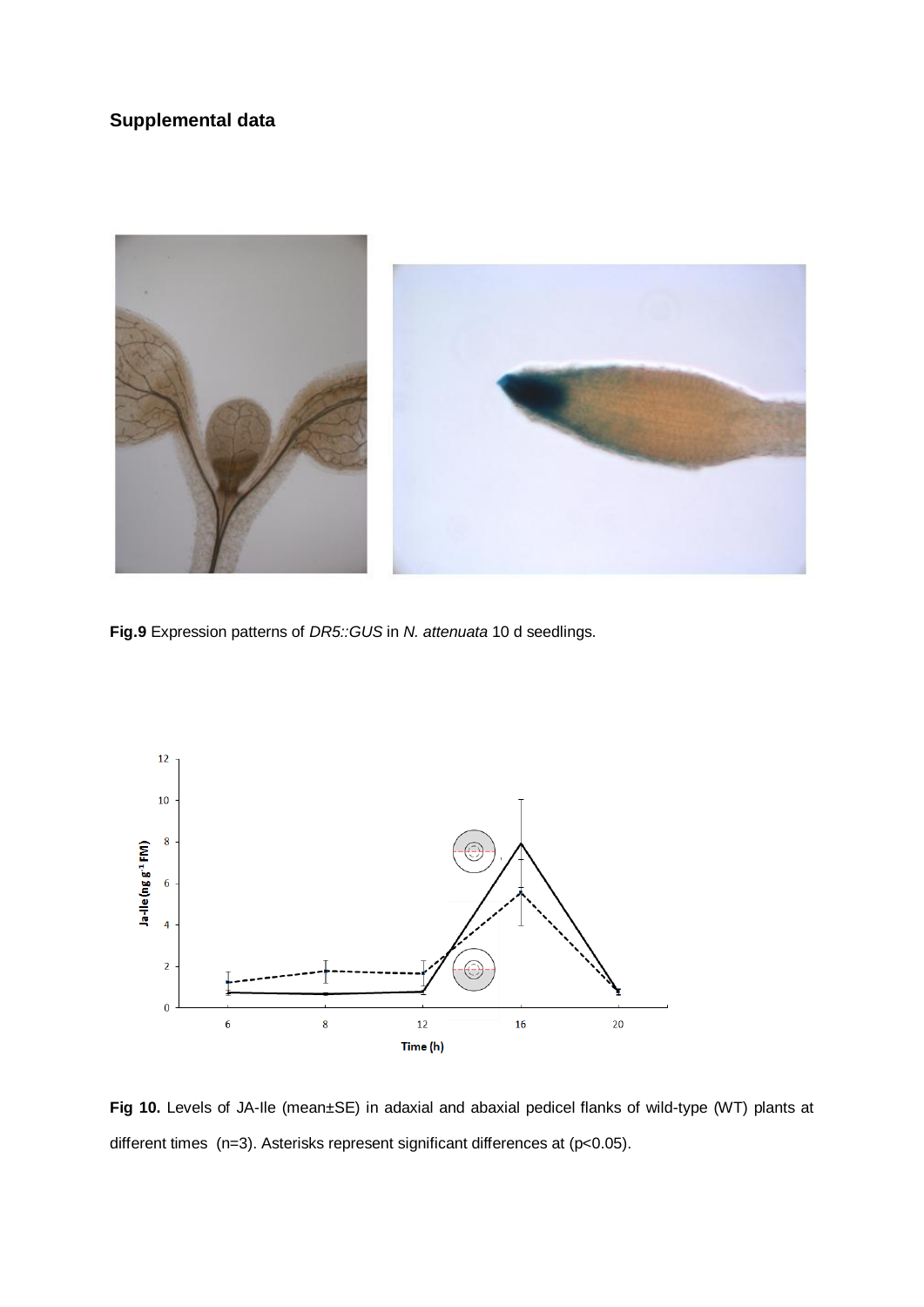## Supplemental data

**Fig.9** Expression patterns of *DR5::GUS* in *N. attenuata* 10 d seedlings.

**Fig 10.** Levels of JA-Ile (mean±SE) in adaxial and abaxial pedicel flanks of wild-type (WT) plants at different times (n=3). Asterisks represent significant differences at ($p<0.05$).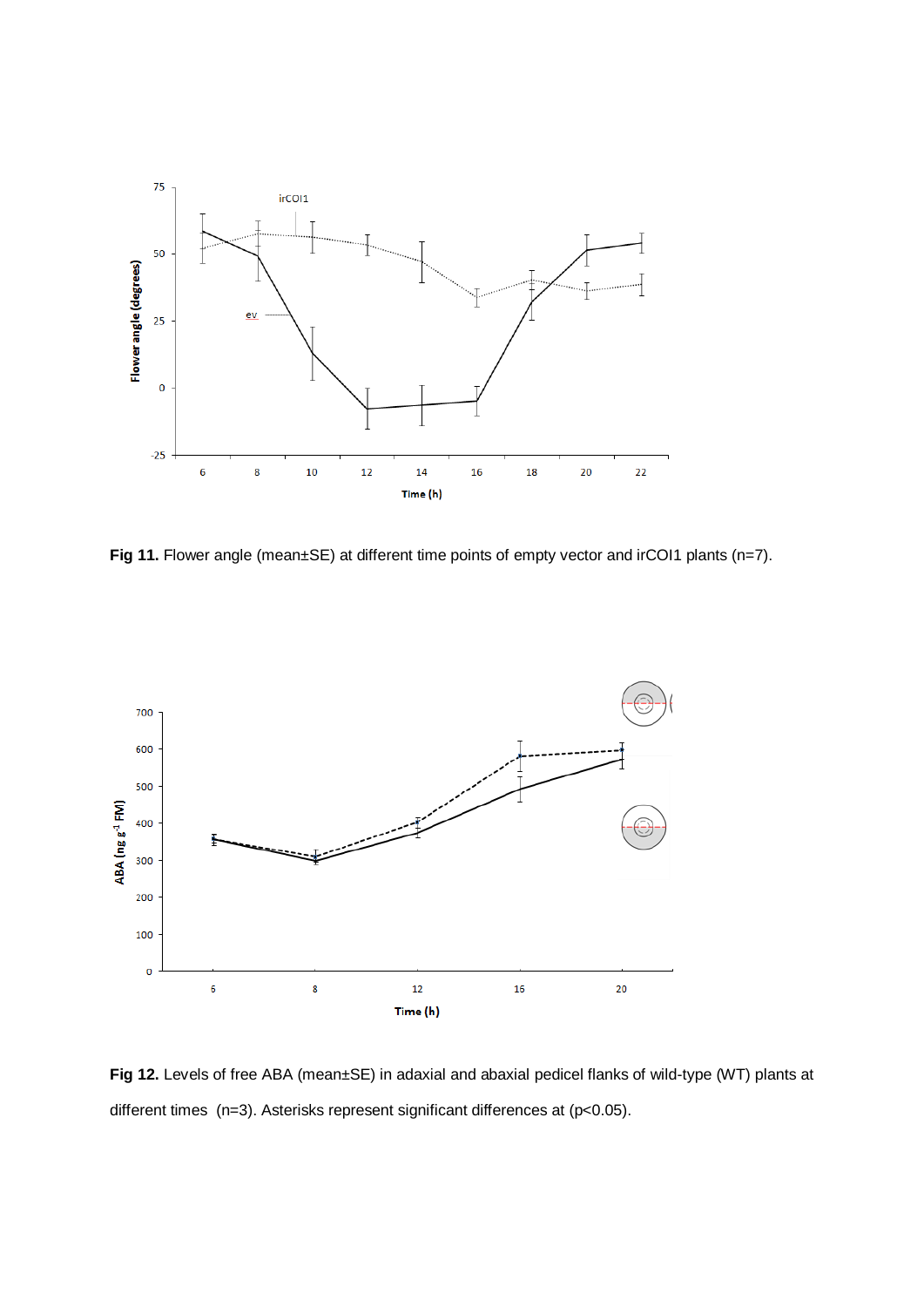**Fig 11.** Flower angle (mean±SE) at different time points of empty vector and irCOI1 plants (n=7).

**Fig 12.** Levels of free ABA (mean±SE) in adaxial and abaxial pedicel flanks of wild-type (WT) plants at different times (n=3). Asterisks represent significant differences at ($p<0.05$).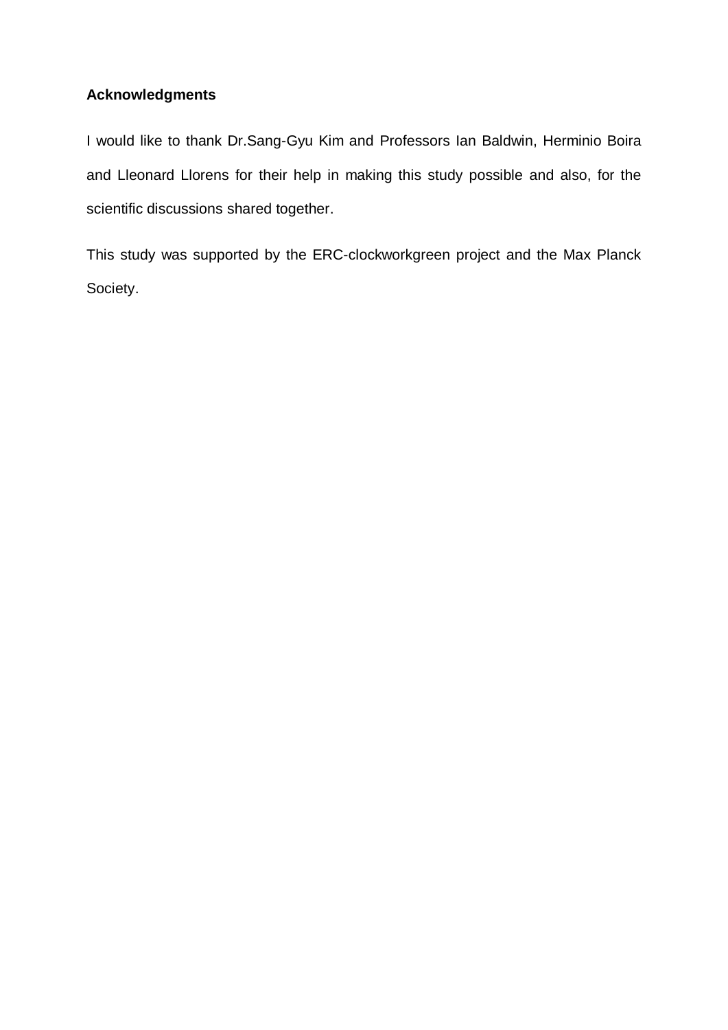## Acknowledgments

I would like to thank Dr.Sang-Gyu Kim and Professors Ian Baldwin, Herminio Boira and Lleonard Llorens for their help in making this study possible and also, for the scientific discussions shared together.

This study was supported by the ERC-clockworkgreen project and the Max Planck Society.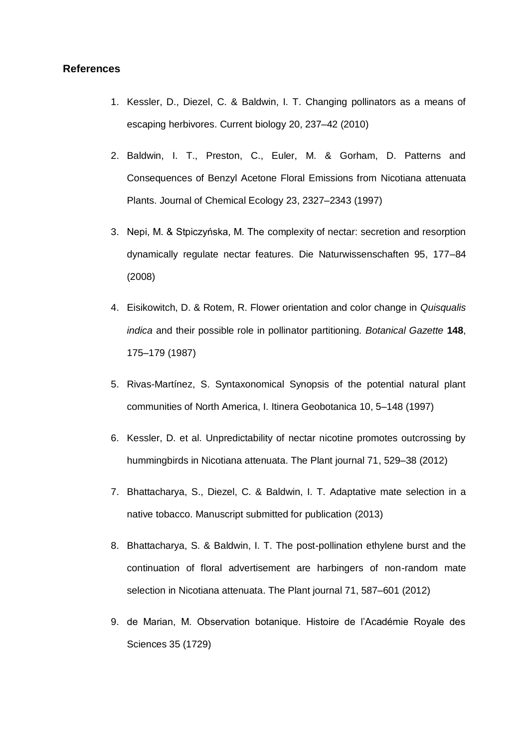## References

1. Kessler, D., Diezel, C. & Baldwin, I. T. Changing pollinators as a means of escaping herbivores. Current biology 20, 237–42 (2010)
2. Baldwin, I. T., Preston, C., Euler, M. & Gorham, D. Patterns and Consequences of Benzyl Acetone Floral Emissions from Nicotiana attenuata Plants. Journal of Chemical Ecology 23, 2327–2343 (1997)
3. Nepi, M. & Stpiczyńska, M. The complexity of nectar: secretion and resorption dynamically regulate nectar features. Die Naturwissenschaften 95, 177–84 (2008)
4. Eisikowitch, D. & Rotem, R. Flower orientation and color change in *Quisqualis indica* and their possible role in pollinator partitioning. *Botanical Gazette* **148**, 175–179 (1987)
5. Rivas-Martínez, S. Syntaxonomical Synopsis of the potential natural plant communities of North America, I. Itinera Geobotanica 10, 5–148 (1997)
6. Kessler, D. et al. Unpredictability of nectar nicotine promotes outcrossing by hummingbirds in Nicotiana attenuata. The Plant journal 71, 529–38 (2012)
7. Bhattacharya, S., Diezel, C. & Baldwin, I. T. Adaptative mate selection in a native tobacco. Manuscript submitted for publication (2013)
8. Bhattacharya, S. & Baldwin, I. T. The post-pollination ethylene burst and the continuation of floral advertisement are harbingers of non-random mate selection in Nicotiana attenuata. The Plant journal 71, 587–601 (2012)
9. de Marian, M. Observation botanique. Histoire de l'Académie Royale des Sciences 35 (1729)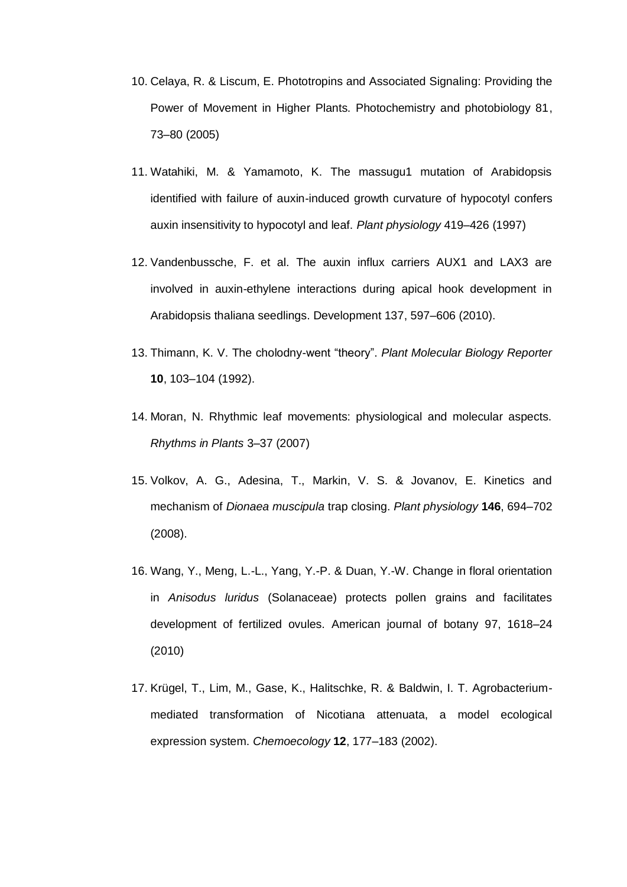10. Celaya, R. & Liscum, E. Phototropins and Associated Signaling: Providing the Power of Movement in Higher Plants. Photochemistry and photobiology 81, 73–80 (2005)

11. Watahiki, M. & Yamamoto, K. The massugu1 mutation of Arabidopsis identified with failure of auxin-induced growth curvature of hypocotyl confers auxin insensitivity to hypocotyl and leaf. *Plant physiology* 419–426 (1997)

12. Vandenbussche, F. et al. The auxin influx carriers AUX1 and LAX3 are involved in auxin-ethylene interactions during apical hook development in Arabidopsis thaliana seedlings. Development 137, 597–606 (2010).

13. Thimann, K. V. The cholodny-went "theory". *Plant Molecular Biology Reporter* **10**, 103–104 (1992).

14. Moran, N. Rhythmic leaf movements: physiological and molecular aspects. *Rhythms in Plants* 3–37 (2007)

15. Volkov, A. G., Adesina, T., Markin, V. S. & Jovanov, E. Kinetics and mechanism of *Dionaea muscipula* trap closing. *Plant physiology* **146**, 694–702 (2008).

16. Wang, Y., Meng, L.-L., Yang, Y.-P. & Duan, Y.-W. Change in floral orientation in *Anisodus luridus* (Solanaceae) protects pollen grains and facilitates development of fertilized ovules. American journal of botany 97, 1618–24 (2010)

17. Krügel, T., Lim, M., Gase, K., Halitschke, R. & Baldwin, I. T. Agrobacterium-mediated transformation of Nicotiana attenuata, a model ecological expression system. *Chemoecology* **12**, 177–183 (2002).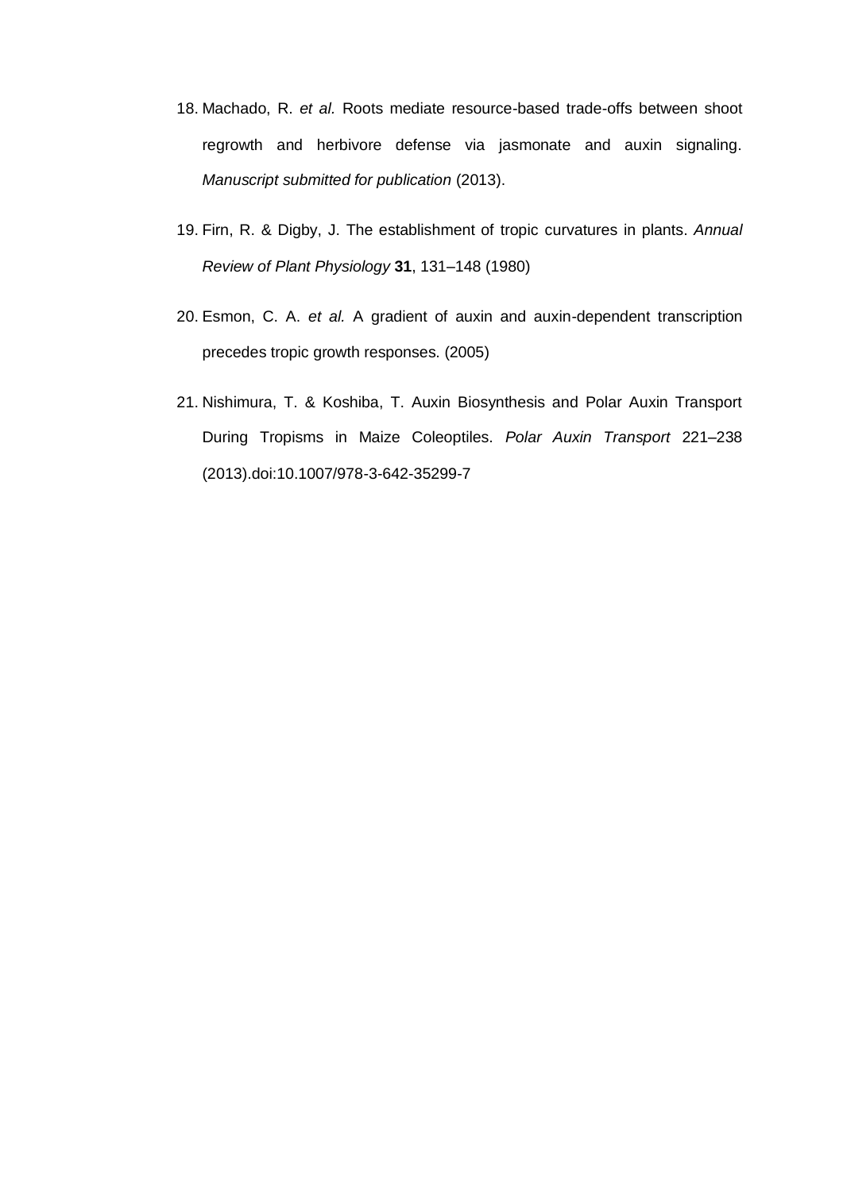18. Machado, R. *et al.* Roots mediate resource-based trade-offs between shoot regrowth and herbivore defense via jasmonate and auxin signaling. *Manuscript submitted for publication* (2013).

19. Firn, R. & Digby, J. The establishment of tropic curvatures in plants. *Annual Review of Plant Physiology* **31**, 131–148 (1980)

20. Esmon, C. A. *et al.* A gradient of auxin and auxin-dependent transcription precedes tropic growth responses. (2005)

21. Nishimura, T. & Koshiba, T. Auxin Biosynthesis and Polar Auxin Transport During Tropisms in Maize Coleoptiles. *Polar Auxin Transport* 221–238 (2013).doi:10.1007/978-3-642-35299-7